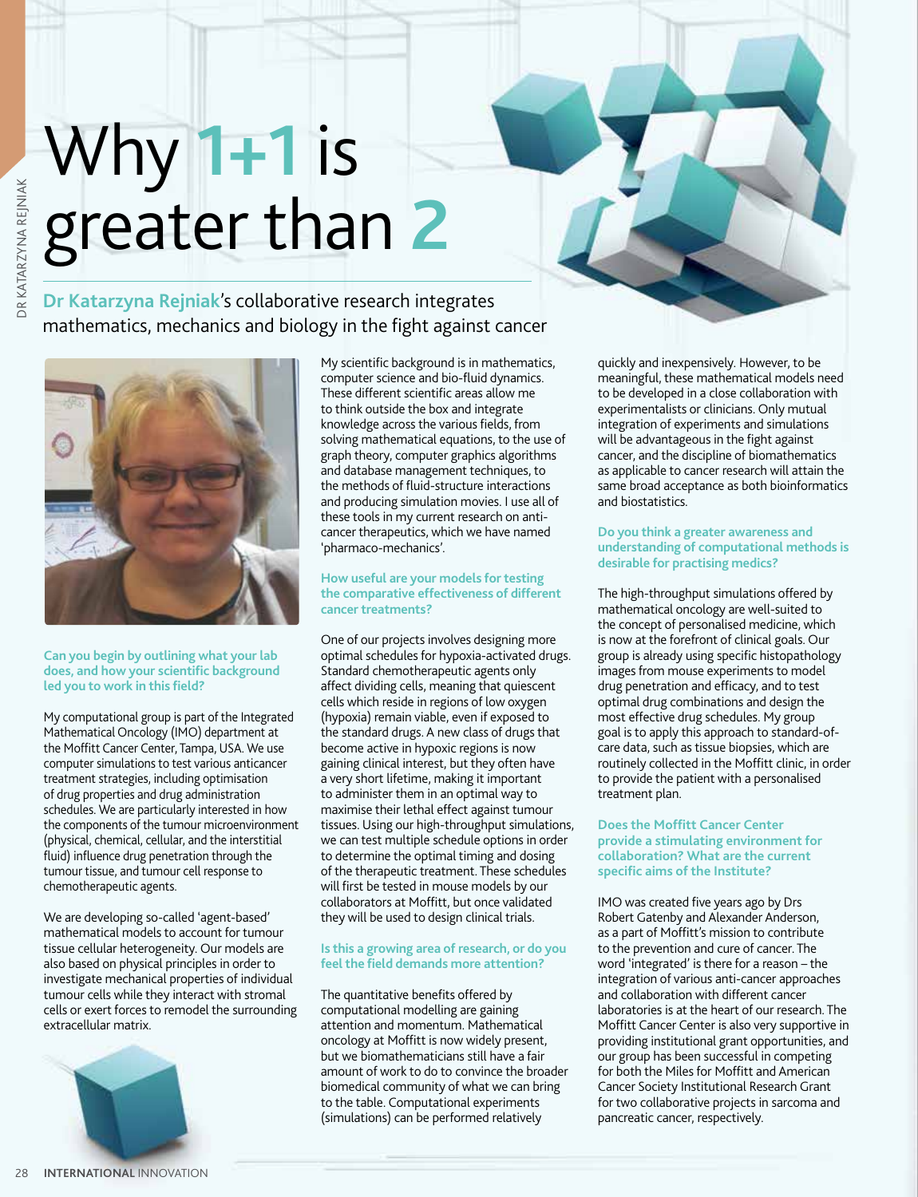# Why 1+1 is greater than 2

**Dr Katarzyna Rejniak**'s collaborative research integrates mathematics, mechanics and biology in the fight against cancer

**Can you begin by outlining what your lab does, and how your scientific background led you to work in this field?**

My computational group is part of the Integrated Mathematical Oncology (IMO) department at the Moffitt Cancer Center, Tampa, USA. We use computer simulations to test various anticancer treatment strategies, including optimisation of drug properties and drug administration schedules. We are particularly interested in how the components of the tumour microenvironment (physical, chemical, cellular, and the interstitial fluid) influence drug penetration through the tumour tissue, and tumour cell response to chemotherapeutic agents.

We are developing so-called 'agent-based' mathematical models to account for tumour tissue cellular heterogeneity. Our models are also based on physical principles in order to investigate mechanical properties of individual tumour cells while they interact with stromal cells or exert forces to remodel the surrounding extracellular matrix.

My scientific background is in mathematics, computer science and bio-fluid dynamics. These different scientific areas allow me to think outside the box and integrate knowledge across the various fields, from solving mathematical equations, to the use of graph theory, computer graphics algorithms and database management techniques, to the methods of fluid-structure interactions and producing simulation movies. I use all of these tools in my current research on anti-cancer therapeutics, which we have named 'pharmaco-mechanics'.

**How useful are your models for testing the comparative effectiveness of different cancer treatments?**

One of our projects involves designing more optimal schedules for hypoxia-activated drugs. Standard chemotherapeutic agents only affect dividing cells, meaning that quiescent cells which reside in regions of low oxygen (hypoxia) remain viable, even if exposed to the standard drugs. A new class of drugs that become active in hypoxic regions is now gaining clinical interest, but they often have a very short lifetime, making it important to administer them in an optimal way to maximise their lethal effect against tumour tissues. Using our high-throughput simulations, we can test multiple schedule options in order to determine the optimal timing and dosing of the therapeutic treatment. These schedules will first be tested in mouse models by our collaborators at Moffitt, but once validated they will be used to design clinical trials.

**Is this a growing area of research, or do you feel the field demands more attention?**

The quantitative benefits offered by computational modelling are gaining attention and momentum. Mathematical oncology at Moffitt is now widely present, but we biomathematicians still have a fair amount of work to do to convince the broader biomedical community of what we can bring to the table. Computational experiments (simulations) can be performed relatively quickly and inexpensively. However, to be meaningful, these mathematical models need to be developed in a close collaboration with experimentalists or clinicians. Only mutual integration of experiments and simulations will be advantageous in the fight against cancer, and the discipline of biomathematics as applicable to cancer research will attain the same broad acceptance as both bioinformatics and biostatistics.

**Do you think a greater awareness and understanding of computational methods is desirable for practising medics?**

The high-throughput simulations offered by mathematical oncology are well-suited to the concept of personalised medicine, which is now at the forefront of clinical goals. Our group is already using specific histopathology images from mouse experiments to model drug penetration and efficacy, and to test optimal drug combinations and design the most effective drug schedules. My group goal is to apply this approach to standard-of-care data, such as tissue biopsies, which are routinely collected in the Moffitt clinic, in order to provide the patient with a personalised treatment plan.

**Does the Moffitt Cancer Center provide a stimulating environment for collaboration? What are the current specific aims of the Institute?**

IMO was created five years ago by Drs Robert Gatenby and Alexander Anderson, as a part of Moffitt's mission to contribute to the prevention and cure of cancer. The word 'integrated' is there for a reason – the integration of various anti-cancer approaches and collaboration with different cancer laboratories is at the heart of our research. The Moffitt Cancer Center is also very supportive in providing institutional grant opportunities, and our group has been successful in competing for both the Miles for Moffitt and American Cancer Society Institutional Research Grant for two collaborative projects in sarcoma and pancreatic cancer, respectively.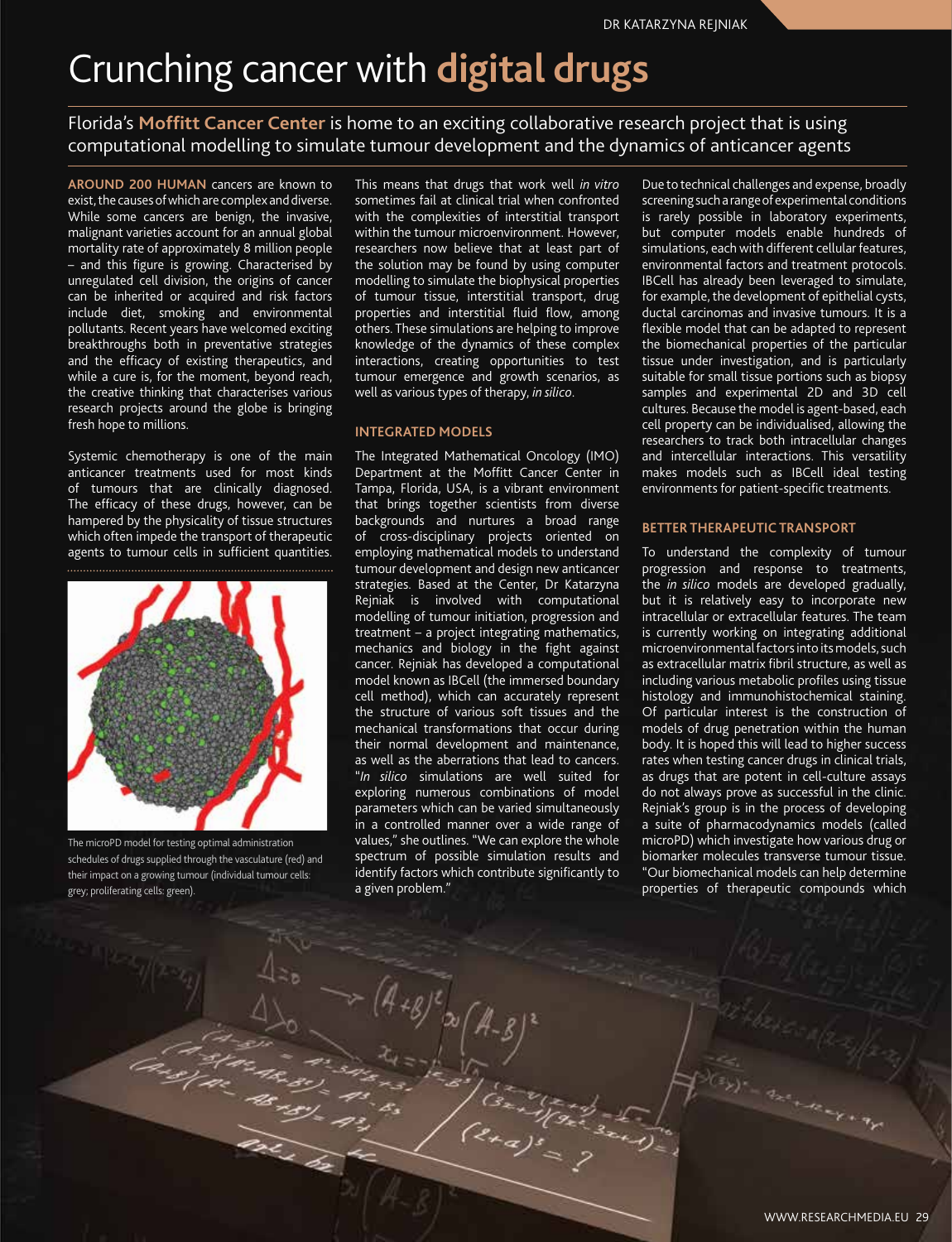# Crunching cancer with digital drugs

## Florida's **Moffitt Cancer Center** is home to an exciting collaborative research project that is using computational modelling to simulate tumour development and the dynamics of anticancer agents

**AROUND 200 HUMAN** cancers are known to exist, the causes of which are complex and diverse. While some cancers are benign, the invasive, malignant varieties account for an annual global mortality rate of approximately 8 million people – and this figure is growing. Characterised by unregulated cell division, the origins of cancer can be inherited or acquired and risk factors include diet, smoking and environmental pollutants. Recent years have welcomed exciting breakthroughs both in preventative strategies and the efficacy of existing therapeutics, and while a cure is, for the moment, beyond reach, the creative thinking that characterises various research projects around the globe is bringing fresh hope to millions.

Systemic chemotherapy is one of the main anticancer treatments used for most kinds of tumours that are clinically diagnosed. The efficacy of these drugs, however, can be hampered by the physicality of tissue structures which often impede the transport of therapeutic agents to tumour cells in sufficient quantities.

The microPD model for testing optimal administration schedules of drugs supplied through the vasculature (red) and their impact on a growing tumour (individual tumour cells: grey; proliferating cells: green).

This means that drugs that work well *in vitro* sometimes fail at clinical trial when confronted with the complexities of interstitial transport within the tumour microenvironment. However, researchers now believe that at least part of the solution may be found by using computer modelling to simulate the biophysical properties of tumour tissue, interstitial transport, drug properties and interstitial fluid flow, among others. These simulations are helping to improve knowledge of the dynamics of these complex interactions, creating opportunities to test tumour emergence and growth scenarios, as well as various types of therapy, *in silico*.

### INTEGRATED MODELS

The Integrated Mathematical Oncology (IMO) Department at the Moffitt Cancer Center in Tampa, Florida, USA, is a vibrant environment that brings together scientists from diverse backgrounds and nurtures a broad range of cross-disciplinary projects oriented on employing mathematical models to understand tumour development and design new anticancer strategies. Based at the Center, Dr Katarzyna Rejniak is involved with computational modelling of tumour initiation, progression and treatment – a project integrating mathematics, mechanics and biology in the fight against cancer. Rejniak has developed a computational model known as IBCell (the immersed boundary cell method), which can accurately represent the structure of various soft tissues and the mechanical transformations that occur during their normal development and maintenance, as well as the aberrations that lead to cancers. "*In silico* simulations are well suited for exploring numerous combinations of model parameters which can be varied simultaneously in a controlled manner over a wide range of values," she outlines. "We can explore the whole spectrum of possible simulation results and identify factors which contribute significantly to a given problem."

Due to technical challenges and expense, broadly screening such a range of experimental conditions is rarely possible in laboratory experiments, but computer models enable hundreds of simulations, each with different cellular features, environmental factors and treatment protocols. IBCell has already been leveraged to simulate, for example, the development of epithelial cysts, ductal carcinomas and invasive tumours. It is a flexible model that can be adapted to represent the biomechanical properties of the particular tissue under investigation, and is particularly suitable for small tissue portions such as biopsy samples and experimental 2D and 3D cell cultures. Because the model is agent-based, each cell property can be individualised, allowing the researchers to track both intracellular changes and intercellular interactions. This versatility makes models such as IBCell ideal testing environments for patient-specific treatments.

### BETTER THERAPEUTIC TRANSPORT

To understand the complexity of tumour progression and response to treatments, the *in silico* models are developed gradually, but it is relatively easy to incorporate new intracellular or extracellular features. The team is currently working on integrating additional microenvironmental factors into its models, such as extracellular matrix fibril structure, as well as including various metabolic profiles using tissue histology and immunohistochemical staining. Of particular interest is the construction of models of drug penetration within the human body. It is hoped this will lead to higher success rates when testing cancer drugs in clinical trials, as drugs that are potent in cell-culture assays do not always prove as successful in the clinic. Rejniak's group is in the process of developing a suite of pharmacodynamics models (called microPD) which investigate how various drug or biomarker molecules transverse tumour tissue. "Our biomechanical models can help determine properties of therapeutic compounds which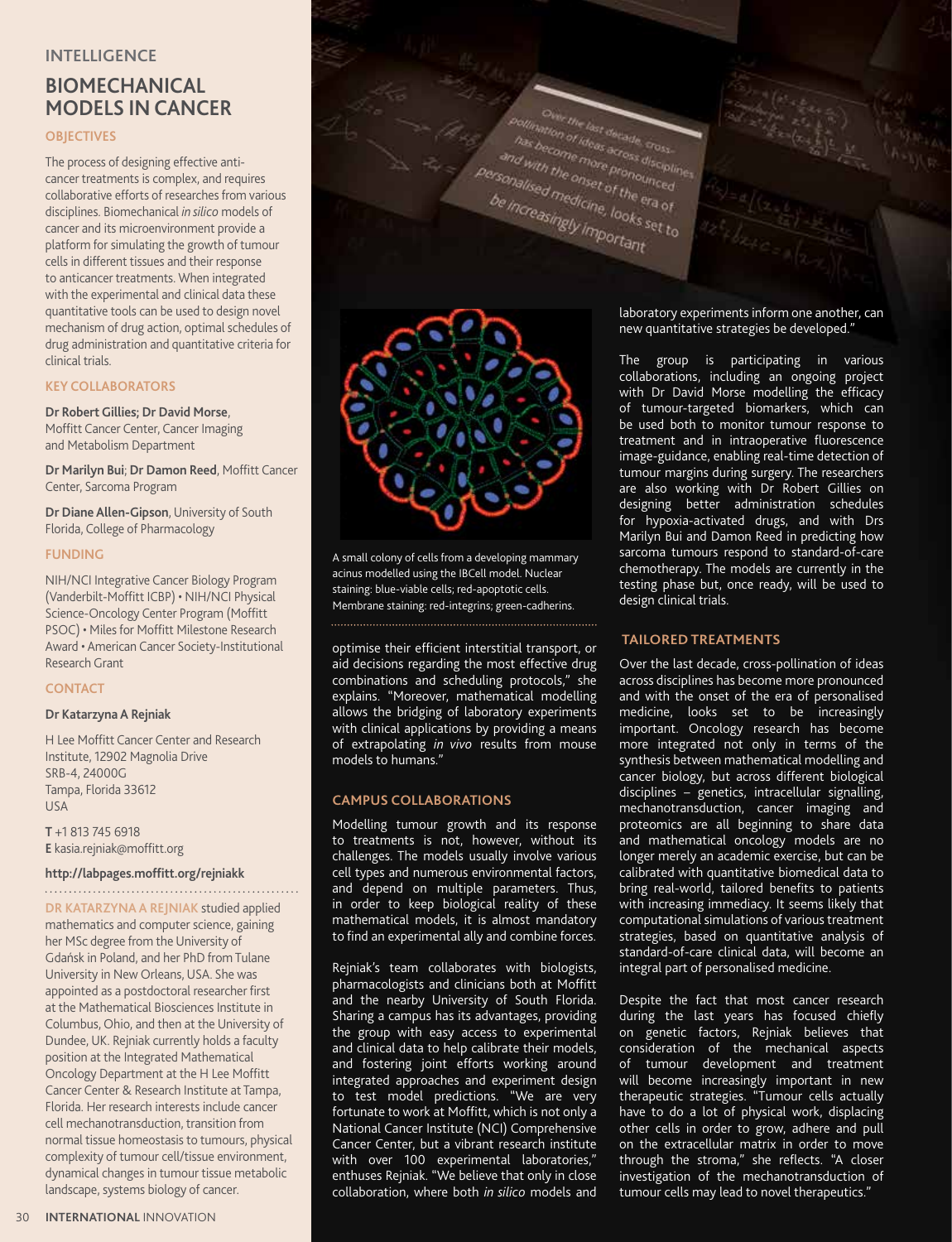# INTELLIGENCE

## BIOMECHANICAL MODELS IN CANCER

### OBJECTIVES

The process of designing effective anti-cancer treatments is complex, and requires collaborative efforts of researches from various disciplines. Biomechanical *in silico* models of cancer and its microenvironment provide a platform for simulating the growth of tumour cells in different tissues and their response to anticancer treatments. When integrated with the experimental and clinical data these quantitative tools can be used to design novel mechanism of drug action, optimal schedules of drug administration and quantitative criteria for clinical trials.

### KEY COLLABORATORS

**Dr Robert Gillies; Dr David Morse**, Moffitt Cancer Center, Cancer Imaging and Metabolism Department

**Dr Marilyn Bui**; **Dr Damon Reed**, Moffitt Cancer Center, Sarcoma Program

**Dr Diane Allen-Gipson**, University of South Florida, College of Pharmacology

### FUNDING

NIH/NCI Integrative Cancer Biology Program (Vanderbilt-Moffitt ICBP) • NIH/NCI Physical Science-Oncology Center Program (Moffitt PSOC) • Miles for Moffitt Milestone Research Award • American Cancer Society-Institutional Research Grant

### CONTACT

**Dr Katarzyna A Rejniak**

H Lee Moffitt Cancer Center and Research Institute, 12902 Magnolia Drive
SRB-4, 24000G
Tampa, Florida 33612
USA

**T** +1 813 745 6918
**E** kasia.rejniak@moffitt.org

**http://labpages.moffitt.org/rejniakk**

**DR KATARZYNA A REJNIAK** studied applied mathematics and computer science, gaining her MSc degree from the University of Gdańsk in Poland, and her PhD from Tulane University in New Orleans, USA. She was appointed as a postdoctoral researcher first at the Mathematical Biosciences Institute in Columbus, Ohio, and then at the University of Dundee, UK. Rejniak currently holds a faculty position at the Integrated Mathematical Oncology Department at the H Lee Moffitt Cancer Center & Research Institute at Tampa, Florida. Her research interests include cancer cell mechanotransduction, transition from normal tissue homeostasis to tumours, physical complexity of tumour cell/tissue environment, dynamical changes in tumour tissue metabolic landscape, systems biology of cancer.

Over the last decade, cross-pollination of ideas across disciplines has become more pronounced and with the onset of the era of personalised medicine, looks set to be increasingly important

A small colony of cells from a developing mammary acinus modelled using the IBCell model. Nuclear staining: blue-viable cells; red-apoptotic cells. Membrane staining: red-integrins; green-cadherins.

optimise their efficient interstitial transport, or aid decisions regarding the most effective drug combinations and scheduling protocols," she explains. "Moreover, mathematical modelling allows the bridging of laboratory experiments with clinical applications by providing a means of extrapolating *in vivo* results from mouse models to humans."

### CAMPUS COLLABORATIONS

Modelling tumour growth and its response to treatments is not, however, without its challenges. The models usually involve various cell types and numerous environmental factors, and depend on multiple parameters. Thus, in order to keep biological reality of these mathematical models, it is almost mandatory to find an experimental ally and combine forces.

Rejniak's team collaborates with biologists, pharmacologists and clinicians both at Moffitt and the nearby University of South Florida. Sharing a campus has its advantages, providing the group with easy access to experimental and clinical data to help calibrate their models, and fostering joint efforts working around integrated approaches and experiment design to test model predictions. "We are very fortunate to work at Moffitt, which is not only a National Cancer Institute (NCI) Comprehensive Cancer Center, but a vibrant research institute with over 100 experimental laboratories," enthuses Rejniak. "We believe that only in close collaboration, where both *in silico* models and laboratory experiments inform one another, can new quantitative strategies be developed."

The group is participating in various collaborations, including an ongoing project with Dr David Morse modelling the efficacy of tumour-targeted biomarkers, which can be used both to monitor tumour response to treatment and in intraoperative fluorescence image-guidance, enabling real-time detection of tumour margins during surgery. The researchers are also working with Dr Robert Gillies on designing better administration schedules for hypoxia-activated drugs, and with Drs Marilyn Bui and Damon Reed in predicting how sarcoma tumours respond to standard-of-care chemotherapy. The models are currently in the testing phase but, once ready, will be used to design clinical trials.

### TAILORED TREATMENTS

Over the last decade, cross-pollination of ideas across disciplines has become more pronounced and with the onset of the era of personalised medicine, looks set to be increasingly important. Oncology research has become more integrated not only in terms of the synthesis between mathematical modelling and cancer biology, but across different biological disciplines – genetics, intracellular signalling, mechanotransduction, cancer imaging and proteomics are all beginning to share data and mathematical oncology models are no longer merely an academic exercise, but can be calibrated with quantitative biomedical data to bring real-world, tailored benefits to patients with increasing immediacy. It seems likely that computational simulations of various treatment strategies, based on quantitative analysis of standard-of-care clinical data, will become an integral part of personalised medicine.

Despite the fact that most cancer research during the last years has focused chiefly on genetic factors, Rejniak believes that consideration of the mechanical aspects of tumour development and treatment will become increasingly important in new therapeutic strategies. "Tumour cells actually have to do a lot of physical work, displacing other cells in order to grow, adhere and pull on the extracellular matrix in order to move through the stroma," she reflects. "A closer investigation of the mechanotransduction of tumour cells may lead to novel therapeutics."